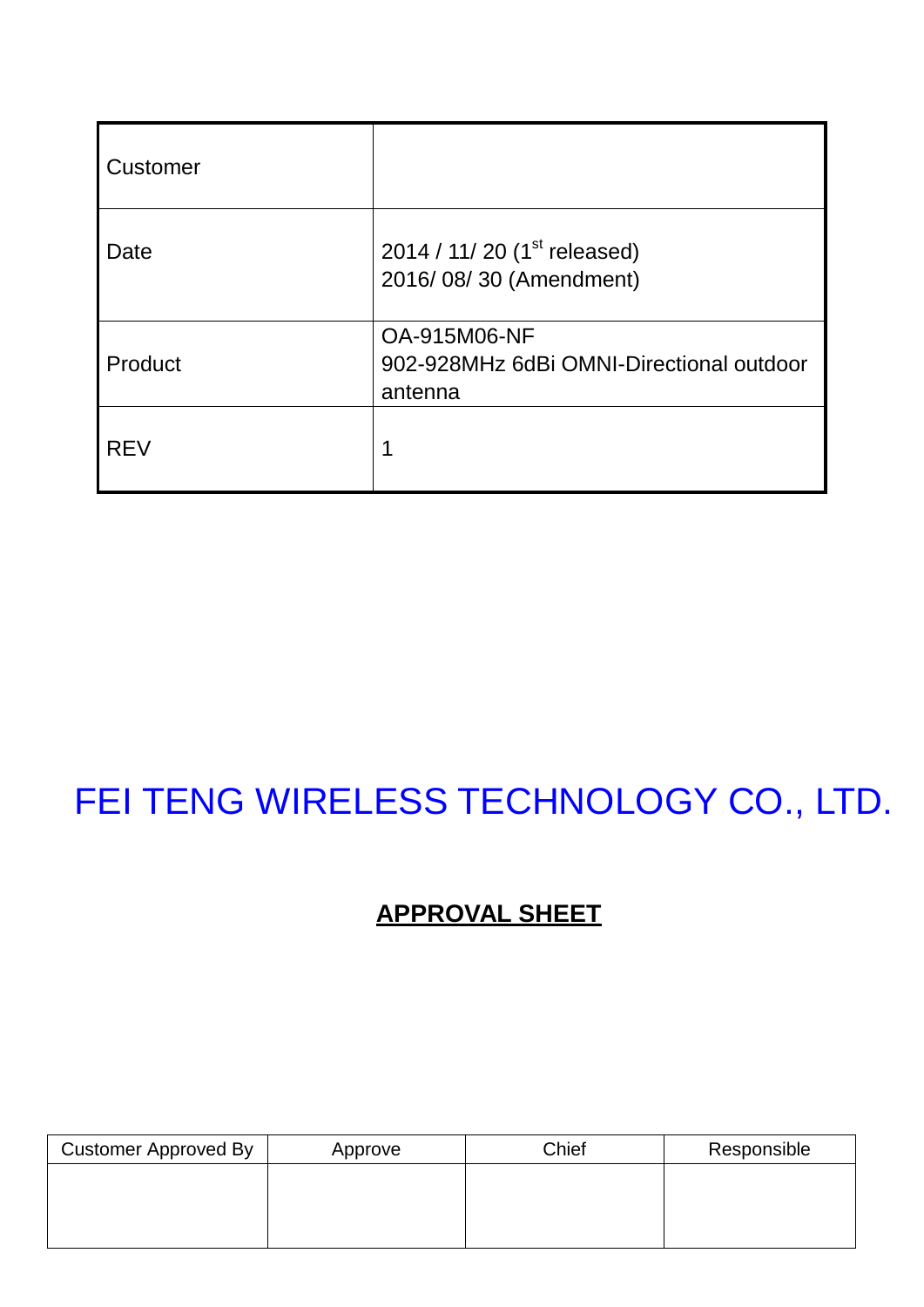| | |
|---|---|
| Customer | |
| Date | 2014 / 11/ 20 (1st released)<br>2016/ 08/ 30 (Amendment) |
| Product | OA-915M06-NF<br>902-928MHz 6dBi OMNI-Directional outdoor antenna |
| REV | 1 |

# FEI TENG WIRELESS TECHNOLOGY CO., LTD.

## APPROVAL SHEET

| Customer Approved By | Approve | Chief | Responsible |
|---|---|---|---|
| | | | |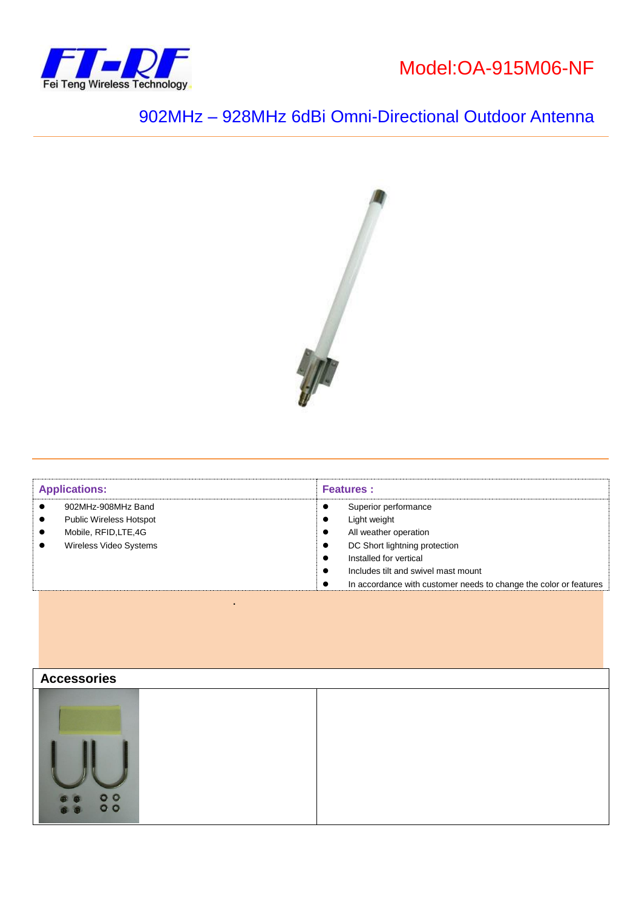Fei Teng Wireless Technology

# Model:OA-915M06-NF

## 902MHz – 928MHz 6dBi Omni-Directional Outdoor Antenna

| Applications: | Features : |
|---|---|
| • 902MHz-908MHz Band<br>• Public Wireless Hotspot<br>• Mobile, RFID,LTE,4G<br>• Wireless Video Systems | • Superior performance<br>• Light weight<br>• All weather operation<br>• DC Short lightning protection<br>• Installed for vertical<br>• Includes tilt and swivel mast mount<br>• In accordance with customer needs to change the color or features |

## Accessories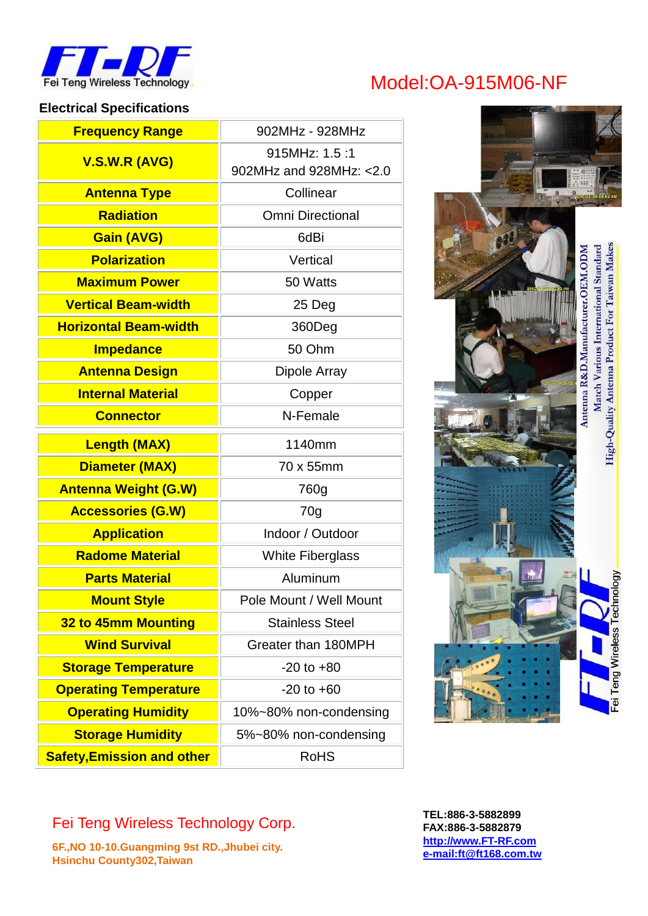FT-RF
Fei Teng Wireless Technology

# Model:OA-915M06-NF

## Electrical Specifications

| | |
|---|---|
| **Frequency Range** | 902MHz - 928MHz |
| **V.S.W.R (AVG)** | 915MHz: 1.5 :1<br>902MHz and 928MHz: <2.0 |
| **Antenna Type** | Collinear |
| **Radiation** | Omni Directional |
| **Gain (AVG)** | 6dBi |
| **Polarization** | Vertical |
| **Maximum Power** | 50 Watts |
| **Vertical Beam-width** | 25 Deg |
| **Horizontal Beam-width** | 360Deg |
| **Impedance** | 50 Ohm |
| **Antenna Design** | Dipole Array |
| **Internal Material** | Copper |
| **Connector** | N-Female |
| **Length (MAX)** | 1140mm |
| **Diameter (MAX)** | 70 x 55mm |
| **Antenna Weight (G.W)** | 760g |
| **Accessories (G.W)** | 70g |
| **Application** | Indoor / Outdoor |
| **Radome Material** | White Fiberglass |
| **Parts Material** | Aluminum |
| **Mount Style** | Pole Mount / Well Mount |
| **32 to 45mm Mounting** | Stainless Steel |
| **Wind Survival** | Greater than 180MPH |
| **Storage Temperature** | -20 to +80 |
| **Operating Temperature** | -20 to +60 |
| **Operating Humidity** | 10%~80% non-condensing |
| **Storage Humidity** | 5%~80% non-condensing |
| **Safety,Emission and other** | RoHS |

Antenna R&D.Manufacturer.OEM.ODM
Match Various International Standard
High-Quality Antenna Product For Taiwan Makes

FT-RF Fei Teng Wireless Technology

Fei Teng Wireless Technology Corp.

**6F.,NO 10-10.Guangming 9st RD.,Jhubei city.**
**Hsinchu County302,Taiwan**

**TEL:886-3-5882899**
**FAX:886-3-5882879**
**http://www.FT-RF.com**
**e-mail:ft@ft168.com.tw**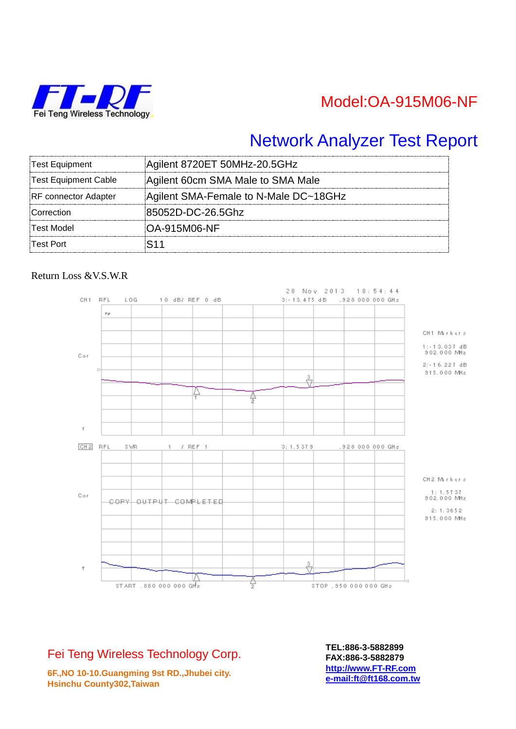Fei Teng Wireless Technology

Model:OA-915M06-NF

# Network Analyzer Test Report

| | |
|---|---|
| Test Equipment | Agilent 8720ET 50MHz-20.5GHz |
| Test Equipment Cable | Agilent 60cm SMA Male to SMA Male |
| RF connector Adapter | Agilent SMA-Female to N-Male DC~18GHz |
| Correction | 85052D-DC-26.5Ghz |
| Test Model | OA-915M06-NF |
| Test Port | S11 |

Return Loss &V.S.W.R

28 Nov 2013 18:54:44

CH1 RFL LOG 10 dB/ REF 0 dB 3:-13.475 dB .928 000 000 GHz

Cor

CH1 Markers

1:-13.037 dB
902.000 MHz

2:-16.227 dB
915.000 MHz

CH2 RFL SWR 1 / REF 1 3: 1.5379 .928 000 000 GHz

Cor

COPY OUTPUT COMPLETED

CH2 Markers

1: 1.5737
902.000 MHz

2: 1.3652
915.000 MHz

START .880 000 000 GHz STOP .950 000 000 GHz

Fei Teng Wireless Technology Corp.

**6F.,NO 10-10.Guangming 9st RD.,Jhubei city.**
**Hsinchu County302,Taiwan**

**TEL:886-3-5882899**
**FAX:886-3-5882879**
**http://www.FT-RF.com**
**e-mail:ft@ft168.com.tw**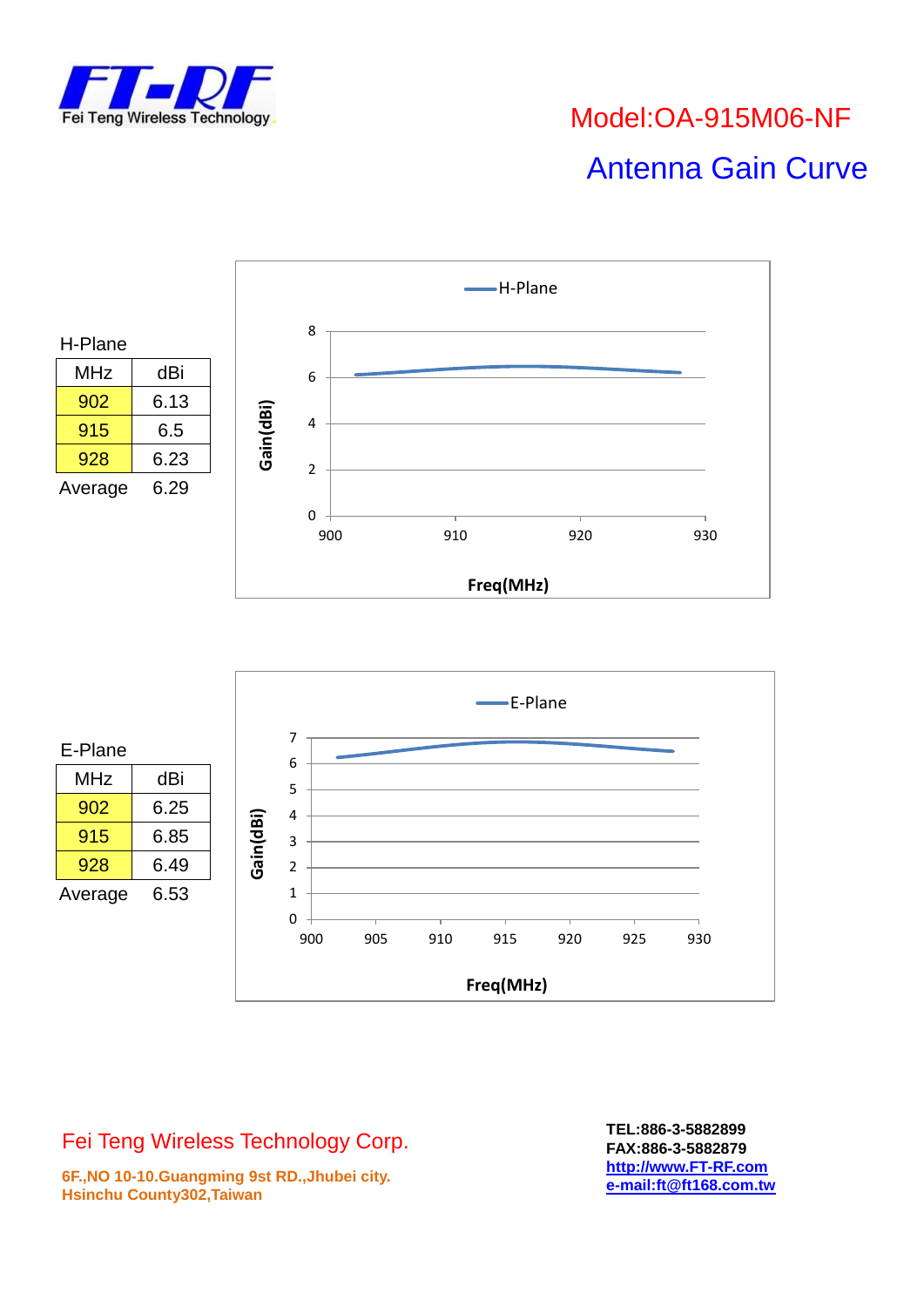Fei Teng Wireless Technology

# Model:OA-915M06-NF

## Antenna Gain Curve

H-Plane

| MHz | dBi |
|---|---|
| 902 | 6.13 |
| 915 | 6.5 |
| 928 | 6.23 |
| Average | 6.29 |

H-Plane

Gain(dBi)

8
6
4
2
0

900 910 920 930

Freq(MHz)

E-Plane

| MHz | dBi |
|---|---|
| 902 | 6.25 |
| 915 | 6.85 |
| 928 | 6.49 |
| Average | 6.53 |

E-Plane

Gain(dBi)

7
6
5
4
3
2
1
0

900 905 910 915 920 925 930

Freq(MHz)

Fei Teng Wireless Technology Corp.

**6F.,NO 10-10.Guangming 9st RD.,Jhubei city.**
**Hsinchu County302,Taiwan**

**TEL:886-3-5882899**
**FAX:886-3-5882879**
**http://www.FT-RF.com**
**e-mail:ft@ft168.com.tw**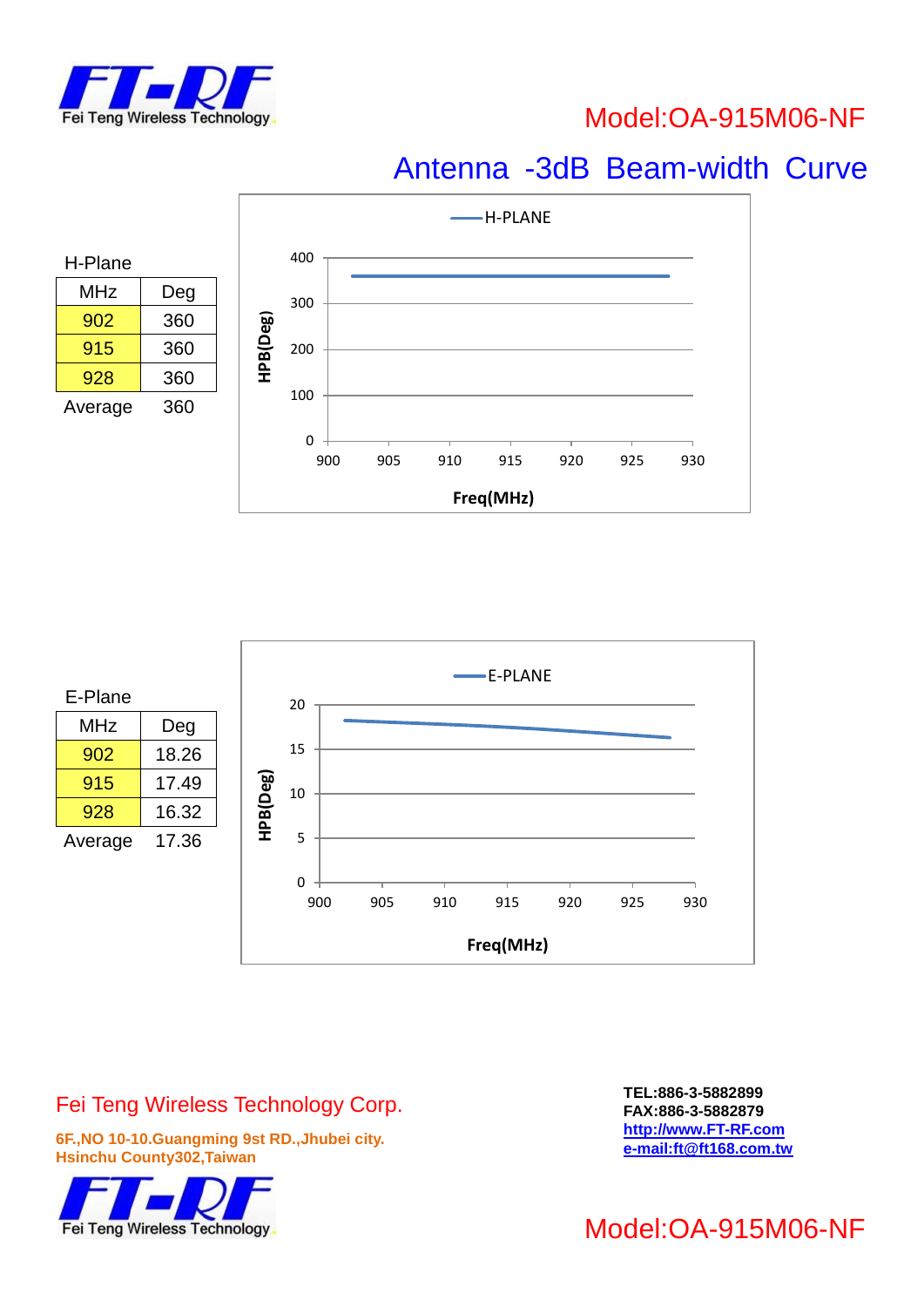Model:OA-915M06-NF

# Antenna -3dB Beam-width Curve

H-Plane

| MHz | Deg |
|---|---|
| 902 | 360 |
| 915 | 360 |
| 928 | 360 |
| Average | 360 |

E-Plane

| MHz | Deg |
|---|---|
| 902 | 18.26 |
| 915 | 17.49 |
| 928 | 16.32 |
| Average | 17.36 |

Fei Teng Wireless Technology Corp.

**6F.,NO 10-10.Guangming 9st RD.,Jhubei city.**
**Hsinchu County302,Taiwan**

**TEL:886-3-5882899**
**FAX:886-3-5882879**
**http://www.FT-RF.com**
**e-mail:ft@ft168.com.tw**

Model:OA-915M06-NF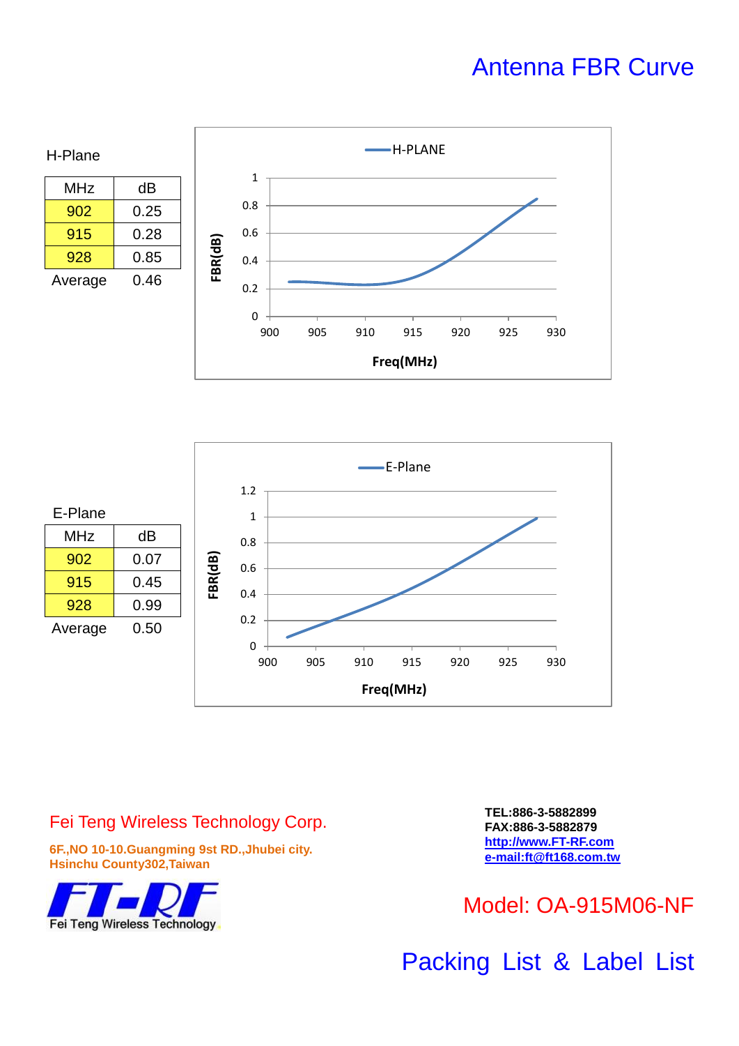# Antenna FBR Curve

H-Plane

| MHz | dB |
|---|---|
| 902 | 0.25 |
| 915 | 0.28 |
| 928 | 0.85 |
| Average | 0.46 |

H-PLANE

FBR(dB)

1
0.8
0.6
0.4
0.2
0

900 905 910 915 920 925 930

Freq(MHz)

E-Plane

| MHz | dB |
|---|---|
| 902 | 0.07 |
| 915 | 0.45 |
| 928 | 0.99 |
| Average | 0.50 |

E-Plane

FBR(dB)

1.2
1
0.8
0.6
0.4
0.2
0

900 905 910 915 920 925 930

Freq(MHz)

Fei Teng Wireless Technology Corp.

**6F.,NO 10-10.Guangming 9st RD.,Jhubei city.**
**Hsinchu County302,Taiwan**

**TEL:886-3-5882899**
**FAX:886-3-5882879**
**http://www.FT-RF.com**
**e-mail:ft@ft168.com.tw**

FT-RF
Fei Teng Wireless Technology

Model: OA-915M06-NF

Packing List & Label List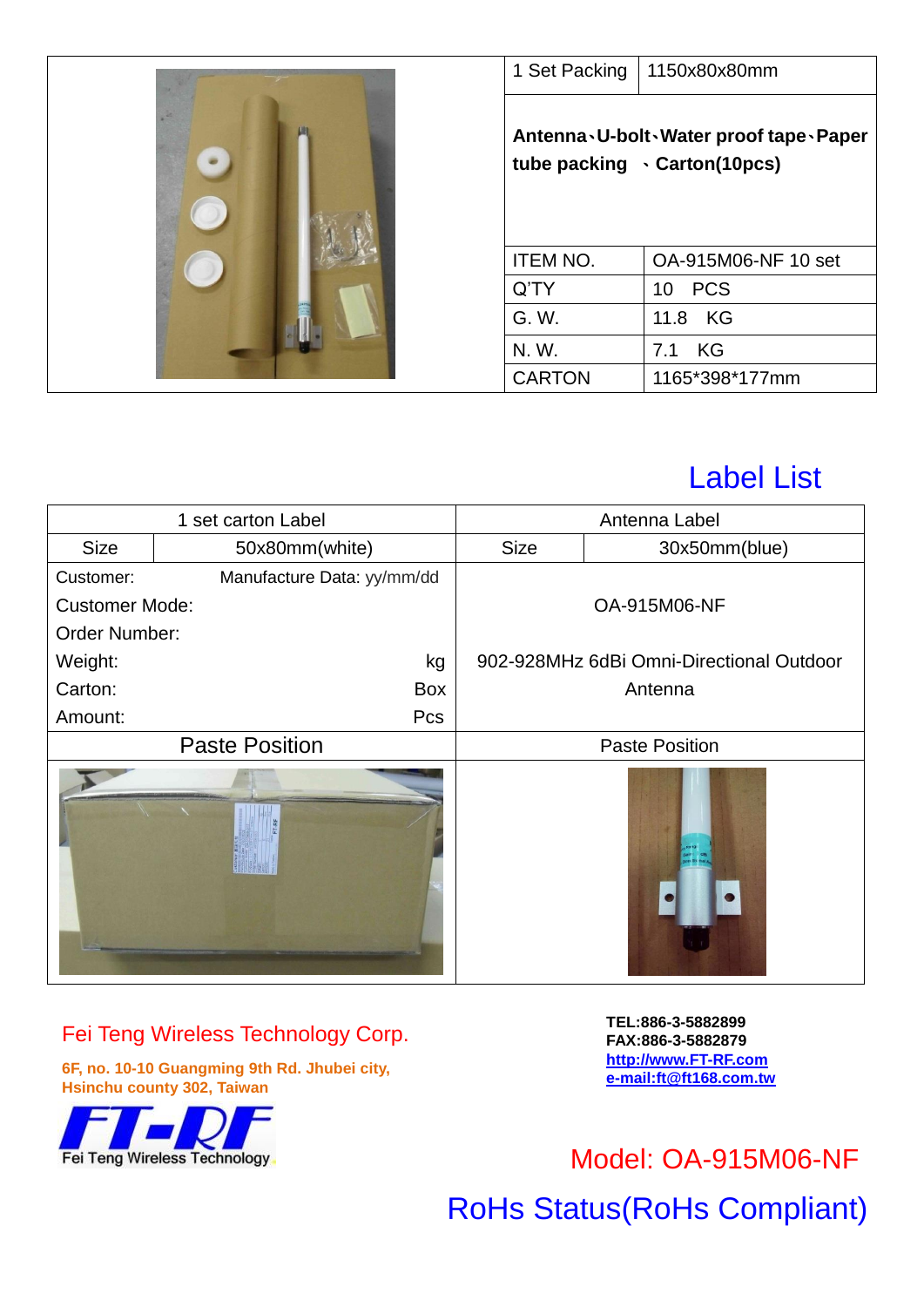| 1 Set Packing | 1150x80x80mm |
|---|---|
| **Antenna、U-bolt、Water proof tape、Paper tube packing 、Carton(10pcs)** | |
| ITEM NO. | OA-915M06-NF 10 set |
| Q'TY | 10 PCS |
| G. W. | 11.8 KG |
| N. W. | 7.1 KG |
| CARTON | 1165*398*177mm |

## Label List

| 1 set carton Label | | Antenna Label | |
|---|---|---|---|
| Size | 50x80mm(white) | Size | 30x50mm(blue) |
| Customer: Manufacture Data: yy/mm/dd<br>Customer Mode:<br>Order Number:<br>Weight: kg<br>Carton: Box<br>Amount: Pcs | | OA-915M06-NF<br><br>902-928MHz 6dBi Omni-Directional Outdoor Antenna | |
| Paste Position | | Paste Position | |

Fei Teng Wireless Technology Corp.

**6F, no. 10-10 Guangming 9th Rd. Jhubei city, Hsinchu county 302, Taiwan**

**TEL:886-3-5882899**
**FAX:886-3-5882879**
**http://www.FT-RF.com**
**e-mail:ft@ft168.com.tw**

FT-RF Fei Teng Wireless Technology

Model: OA-915M06-NF

RoHs Status(RoHs Compliant)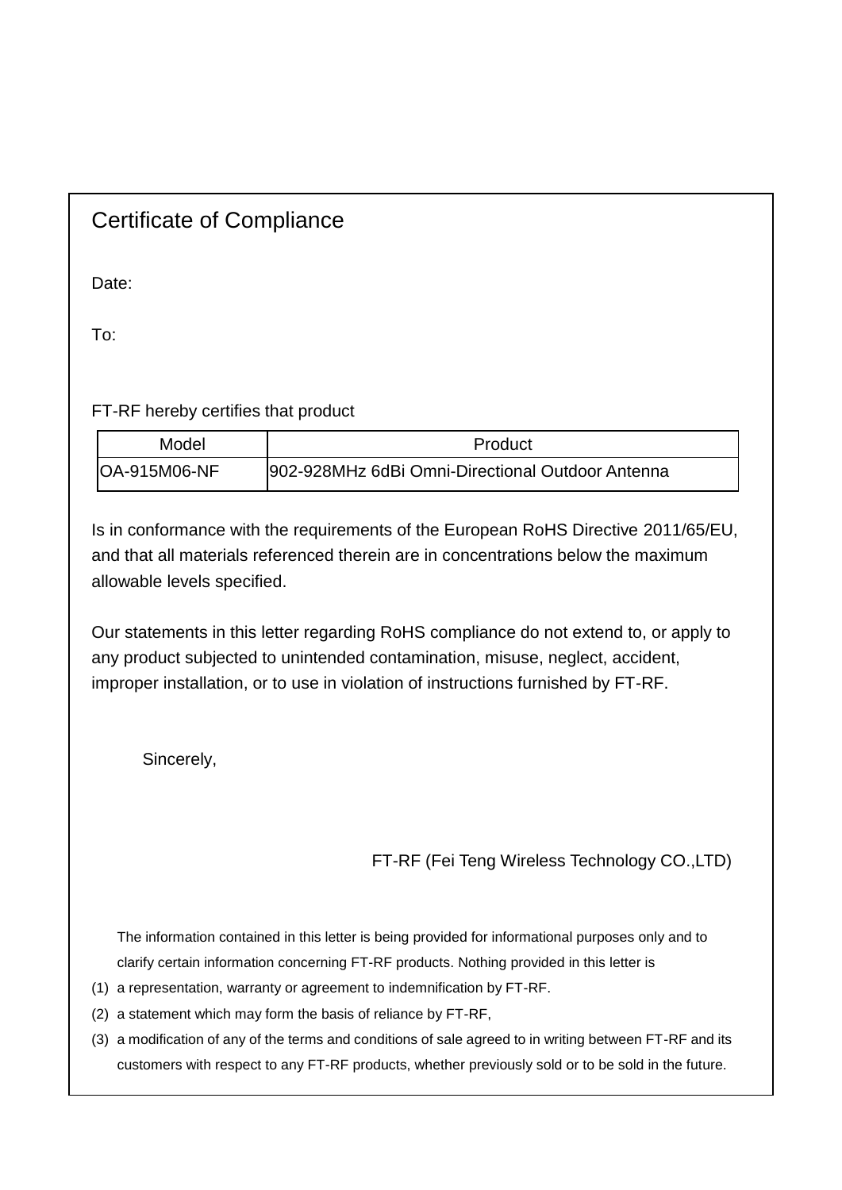# Certificate of Compliance

Date:

To:

FT-RF hereby certifies that product

| Model | Product |
|---|---|
| OA-915M06-NF | 902-928MHz 6dBi Omni-Directional Outdoor Antenna |

Is in conformance with the requirements of the European RoHS Directive 2011/65/EU, and that all materials referenced therein are in concentrations below the maximum allowable levels specified.

Our statements in this letter regarding RoHS compliance do not extend to, or apply to any product subjected to unintended contamination, misuse, neglect, accident, improper installation, or to use in violation of instructions furnished by FT-RF.

Sincerely,

FT-RF (Fei Teng Wireless Technology CO.,LTD)

The information contained in this letter is being provided for informational purposes only and to clarify certain information concerning FT-RF products. Nothing provided in this letter is

(1) a representation, warranty or agreement to indemnification by FT-RF.
(2) a statement which may form the basis of reliance by FT-RF,
(3) a modification of any of the terms and conditions of sale agreed to in writing between FT-RF and its customers with respect to any FT-RF products, whether previously sold or to be sold in the future.